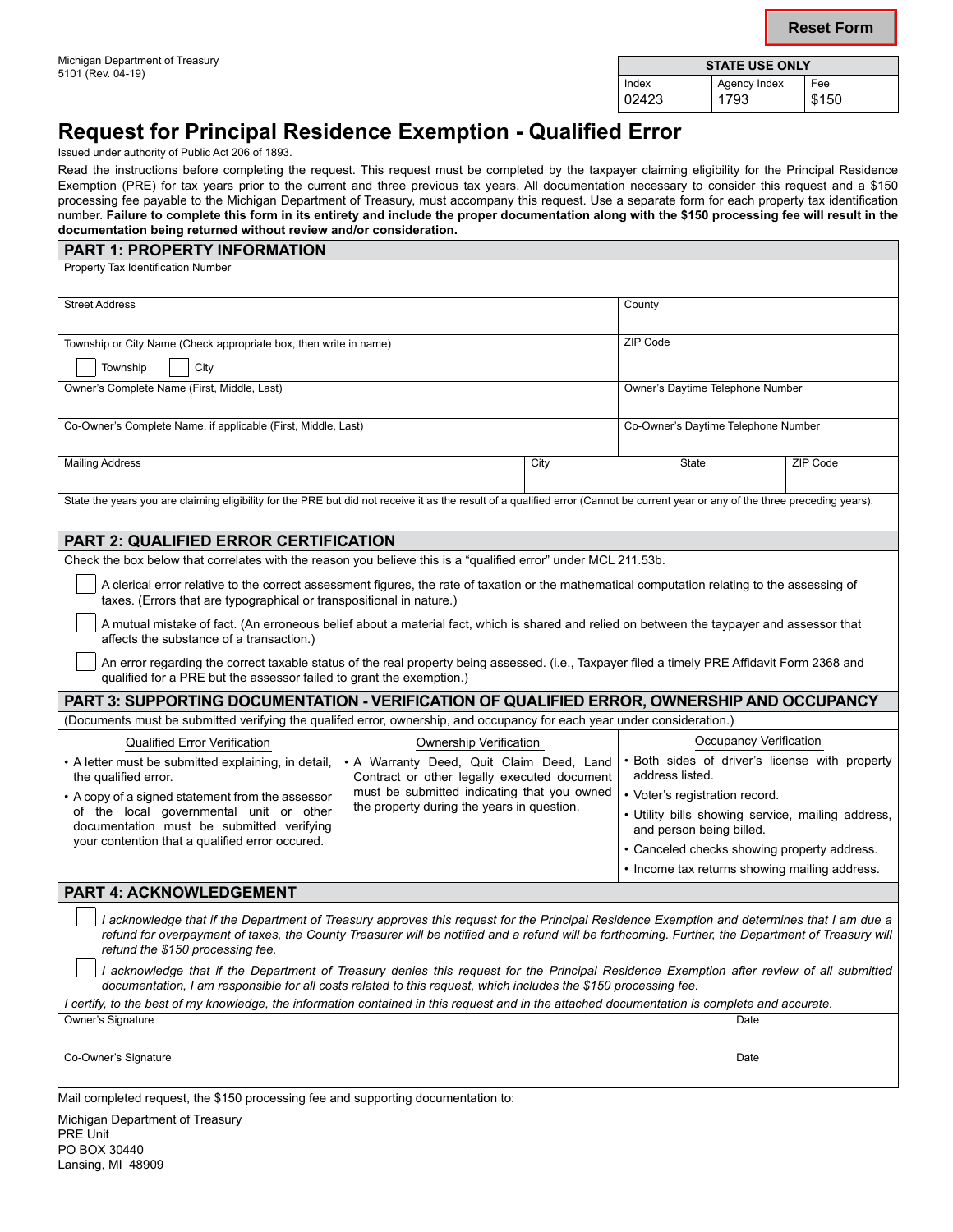Michigan Department of Treasury
5101 (Rev. 04-19)

| STATE USE ONLY | | |
|---|---|---|
| Index 02423 | Agency Index 1793 | Fee $150 |

# Request for Principal Residence Exemption - Qualified Error

Issued under authority of Public Act 206 of 1893.

Read the instructions before completing the request. This request must be completed by the taxpayer claiming eligibility for the Principal Residence Exemption (PRE) for tax years prior to the current and three previous tax years. All documentation necessary to consider this request and a $150 processing fee payable to the Michigan Department of Treasury, must accompany this request. Use a separate form for each property tax identification number. **Failure to complete this form in its entirety and include the proper documentation along with the $150 processing fee will result in the documentation being returned without review and/or consideration.**

## PART 1: PROPERTY INFORMATION

| Property Tax Identification Number | | | |
|---|---|---|---|
| Street Address | | County | |
| Township or City Name (Check appropriate box, then write in name) ☐ Township ☐ City | | ZIP Code | |
| Owner's Complete Name (First, Middle, Last) | | Owner's Daytime Telephone Number | |
| Co-Owner's Complete Name, if applicable (First, Middle, Last) | | Co-Owner's Daytime Telephone Number | |
| Mailing Address | City | State | ZIP Code |

State the years you are claiming eligibility for the PRE but did not receive it as the result of a qualified error (Cannot be current year or any of the three preceding years).

## PART 2: QUALIFIED ERROR CERTIFICATION

Check the box below that correlates with the reason you believe this is a "qualified error" under MCL 211.53b.

☐ A clerical error relative to the correct assessment figures, the rate of taxation or the mathematical computation relating to the assessing of taxes. (Errors that are typographical or transpositional in nature.)

☐ A mutual mistake of fact. (An erroneous belief about a material fact, which is shared and relied on between the taypayer and assessor that affects the substance of a transaction.)

☐ An error regarding the correct taxable status of the real property being assessed. (i.e., Taxpayer filed a timely PRE Affidavit Form 2368 and qualified for a PRE but the assessor failed to grant the exemption.)

## PART 3: SUPPORTING DOCUMENTATION - VERIFICATION OF QUALIFIED ERROR, OWNERSHIP AND OCCUPANCY

(Documents must be submitted verifying the qualifed error, ownership, and occupancy for each year under consideration.)

| Qualified Error Verification | Ownership Verification | Occupancy Verification |
|---|---|---|
| • A letter must be submitted explaining, in detail, the qualified error.<br>• A copy of a signed statement from the assessor of the local governmental unit or other documentation must be submitted verifying your contention that a qualified error occured. | • A Warranty Deed, Quit Claim Deed, Land Contract or other legally executed document must be submitted indicating that you owned the property during the years in question. | • Both sides of driver's license with property address listed.<br>• Voter's registration record.<br>• Utility bills showing service, mailing address, and person being billed.<br>• Canceled checks showing property address.<br>• Income tax returns showing mailing address. |

## PART 4: ACKNOWLEDGEMENT

☐ *I acknowledge that if the Department of Treasury approves this request for the Principal Residence Exemption and determines that I am due a refund for overpayment of taxes, the County Treasurer will be notified and a refund will be forthcoming. Further, the Department of Treasury will refund the $150 processing fee.*

☐ *I acknowledge that if the Department of Treasury denies this request for the Principal Residence Exemption after review of all submitted documentation, I am responsible for all costs related to this request, which includes the $150 processing fee.*

*I certify, to the best of my knowledge, the information contained in this request and in the attached documentation is complete and accurate.*

| Owner's Signature | Date |
|---|---|
| Co-Owner's Signature | Date |

Mail completed request, the $150 processing fee and supporting documentation to:

Michigan Department of Treasury
PRE Unit
PO BOX 30440
Lansing, MI 48909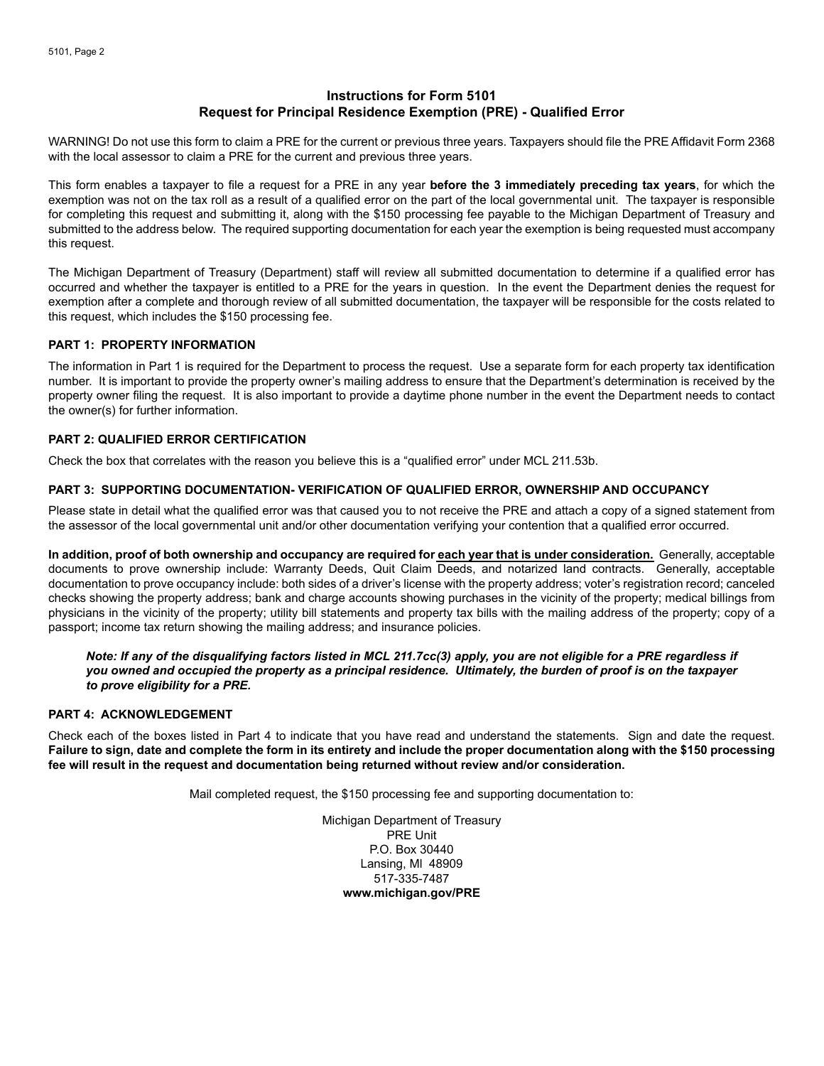# Instructions for Form 5101
## Request for Principal Residence Exemption (PRE) - Qualified Error

WARNING! Do not use this form to claim a PRE for the current or previous three years. Taxpayers should file the PRE Affidavit Form 2368 with the local assessor to claim a PRE for the current and previous three years.

This form enables a taxpayer to file a request for a PRE in any year **before the 3 immediately preceding tax years**, for which the exemption was not on the tax roll as a result of a qualified error on the part of the local governmental unit. The taxpayer is responsible for completing this request and submitting it, along with the $150 processing fee payable to the Michigan Department of Treasury and submitted to the address below. The required supporting documentation for each year the exemption is being requested must accompany this request.

The Michigan Department of Treasury (Department) staff will review all submitted documentation to determine if a qualified error has occurred and whether the taxpayer is entitled to a PRE for the years in question. In the event the Department denies the request for exemption after a complete and thorough review of all submitted documentation, the taxpayer will be responsible for the costs related to this request, which includes the $150 processing fee.

### PART 1: PROPERTY INFORMATION

The information in Part 1 is required for the Department to process the request. Use a separate form for each property tax identification number. It is important to provide the property owner's mailing address to ensure that the Department's determination is received by the property owner filing the request. It is also important to provide a daytime phone number in the event the Department needs to contact the owner(s) for further information.

### PART 2: QUALIFIED ERROR CERTIFICATION

Check the box that correlates with the reason you believe this is a "qualified error" under MCL 211.53b.

### PART 3: SUPPORTING DOCUMENTATION- VERIFICATION OF QUALIFIED ERROR, OWNERSHIP AND OCCUPANCY

Please state in detail what the qualified error was that caused you to not receive the PRE and attach a copy of a signed statement from the assessor of the local governmental unit and/or other documentation verifying your contention that a qualified error occurred.

**In addition, proof of both ownership and occupancy are required for each year that is under consideration.** Generally, acceptable documents to prove ownership include: Warranty Deeds, Quit Claim Deeds, and notarized land contracts. Generally, acceptable documentation to prove occupancy include: both sides of a driver's license with the property address; voter's registration record; canceled checks showing the property address; bank and charge accounts showing purchases in the vicinity of the property; medical billings from physicians in the vicinity of the property; utility bill statements and property tax bills with the mailing address of the property; copy of a passport; income tax return showing the mailing address; and insurance policies.

***Note: If any of the disqualifying factors listed in MCL 211.7cc(3) apply, you are not eligible for a PRE regardless if you owned and occupied the property as a principal residence. Ultimately, the burden of proof is on the taxpayer to prove eligibility for a PRE.***

### PART 4: ACKNOWLEDGEMENT

Check each of the boxes listed in Part 4 to indicate that you have read and understand the statements. Sign and date the request. **Failure to sign, date and complete the form in its entirety and include the proper documentation along with the $150 processing fee will result in the request and documentation being returned without review and/or consideration.**

Mail completed request, the $150 processing fee and supporting documentation to:

Michigan Department of Treasury
PRE Unit
P.O. Box 30440
Lansing, MI 48909
517-335-7487
**www.michigan.gov/PRE**